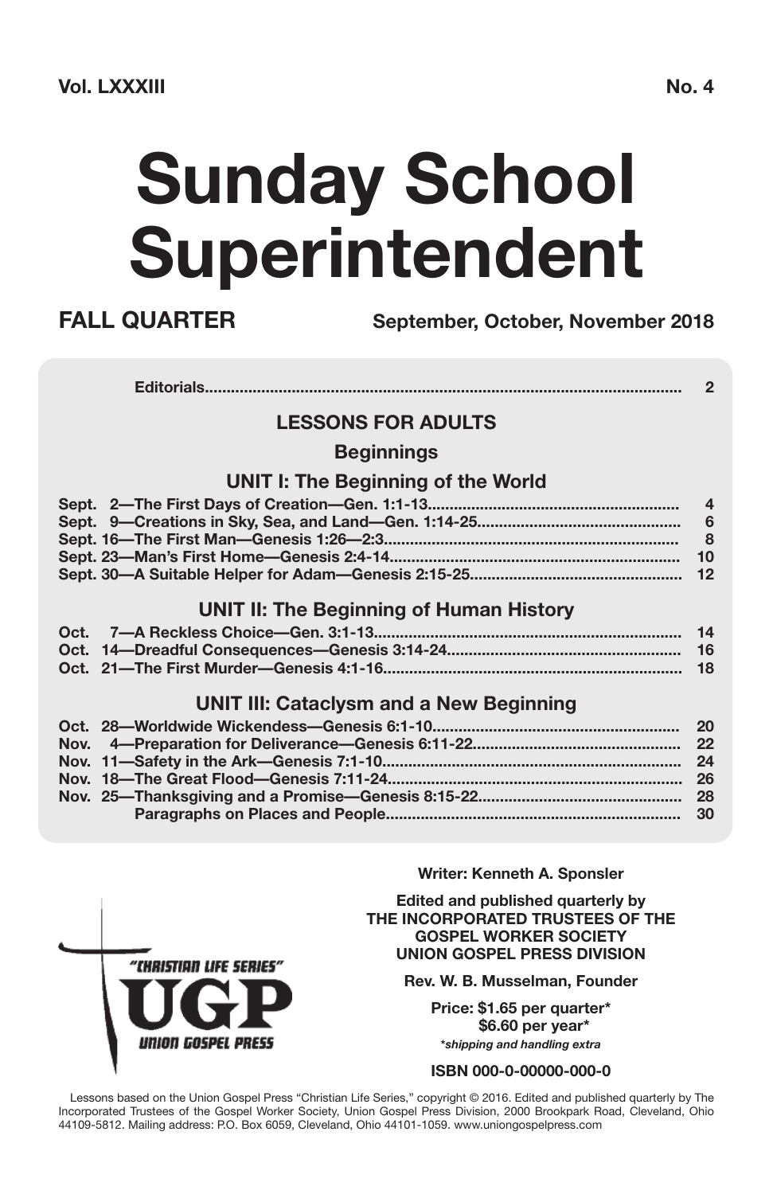**Vol. LXXXIII** **No. 4**

# Sunday School Superintendent

**FALL QUARTER** **September, October, November 2018**

| | |
|---|---|
| **Editorials** | **2** |

## LESSONS FOR ADULTS

### Beginnings

### UNIT I: The Beginning of the World

| | |
|---|---|
| **Sept. 2—The First Days of Creation—Gen. 1:1-13** | **4** |
| **Sept. 9—Creations in Sky, Sea, and Land—Gen. 1:14-25** | **6** |
| **Sept. 16—The First Man—Genesis 1:26—2:3** | **8** |
| **Sept. 23—Man's First Home—Genesis 2:4-14** | **10** |
| **Sept. 30—A Suitable Helper for Adam—Genesis 2:15-25** | **12** |

### UNIT II: The Beginning of Human History

| | |
|---|---|
| **Oct. 7—A Reckless Choice—Gen. 3:1-13** | **14** |
| **Oct. 14—Dreadful Consequences—Genesis 3:14-24** | **16** |
| **Oct. 21—The First Murder—Genesis 4:1-16** | **18** |

### UNIT III: Cataclysm and a New Beginning

| | |
|---|---|
| **Oct. 28—Worldwide Wickendess—Genesis 6:1-10** | **20** |
| **Nov. 4—Preparation for Deliverance—Genesis 6:11-22** | **22** |
| **Nov. 11—Safety in the Ark—Genesis 7:1-10** | **24** |
| **Nov. 18—The Great Flood—Genesis 7:11-24** | **26** |
| **Nov. 25—Thanksgiving and a Promise—Genesis 8:15-22** | **28** |
| **Paragraphs on Places and People** | **30** |

"CHRISTIAN LIFE SERIES"
UGP
UNION GOSPEL PRESS

**Writer: Kenneth A. Sponsler**

**Edited and published quarterly by**
**THE INCORPORATED TRUSTEES OF THE GOSPEL WORKER SOCIETY**
**UNION GOSPEL PRESS DIVISION**

**Rev. W. B. Musselman, Founder**

**Price: $1.65 per quarter***
**$6.60 per year***
***shipping and handling extra***

**ISBN 000-0-00000-000-0**

Lessons based on the Union Gospel Press "Christian Life Series," copyright © 2016. Edited and published quarterly by The Incorporated Trustees of the Gospel Worker Society, Union Gospel Press Division, 2000 Brookpark Road, Cleveland, Ohio 44109-5812. Mailing address: P.O. Box 6059, Cleveland, Ohio 44101-1059. www.uniongospelpress.com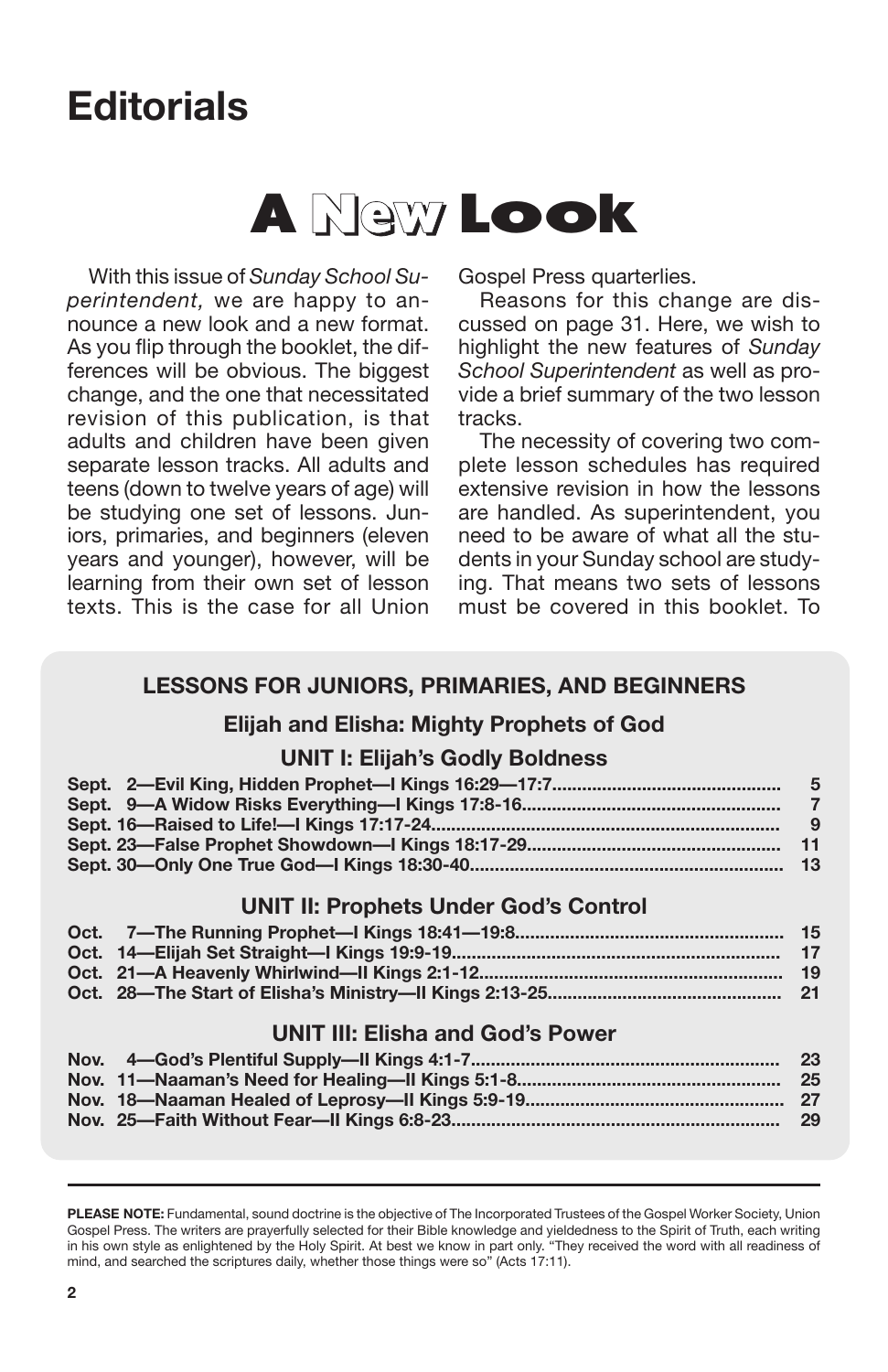# Editorials

## A New Look

With this issue of *Sunday School Superintendent,* we are happy to announce a new look and a new format. As you flip through the booklet, the differences will be obvious. The biggest change, and the one that necessitated revision of this publication, is that adults and children have been given separate lesson tracks. All adults and teens (down to twelve years of age) will be studying one set of lessons. Juniors, primaries, and beginners (eleven years and younger), however, will be learning from their own set of lesson texts. This is the case for all Union Gospel Press quarterlies.

Reasons for this change are discussed on page 31. Here, we wish to highlight the new features of *Sunday School Superintendent* as well as provide a brief summary of the two lesson tracks.

The necessity of covering two complete lesson schedules has required extensive revision in how the lessons are handled. As superintendent, you need to be aware of what all the students in your Sunday school are studying. That means two sets of lessons must be covered in this booklet. To

### LESSONS FOR JUNIORS, PRIMARIES, AND BEGINNERS

#### Elijah and Elisha: Mighty Prophets of God

**UNIT I: Elijah's Godly Boldness**

| Lesson | Page |
|---|---|
| **Sept. 2—Evil King, Hidden Prophet—I Kings 16:29—17:7** | **5** |
| **Sept. 9—A Widow Risks Everything—I Kings 17:8-16** | **7** |
| **Sept. 16—Raised to Life!—I Kings 17:17-24** | **9** |
| **Sept. 23—False Prophet Showdown—I Kings 18:17-29** | **11** |
| **Sept. 30—Only One True God—I Kings 18:30-40** | **13** |

**UNIT II: Prophets Under God's Control**

| Lesson | Page |
|---|---|
| **Oct. 7—The Running Prophet—I Kings 18:41—19:8** | **15** |
| **Oct. 14—Elijah Set Straight—I Kings 19:9-19** | **17** |
| **Oct. 21—A Heavenly Whirlwind—II Kings 2:1-12** | **19** |
| **Oct. 28—The Start of Elisha's Ministry—II Kings 2:13-25** | **21** |

**UNIT III: Elisha and God's Power**

| Lesson | Page |
|---|---|
| **Nov. 4—God's Plentiful Supply—II Kings 4:1-7** | **23** |
| **Nov. 11—Naaman's Need for Healing—II Kings 5:1-8** | **25** |
| **Nov. 18—Naaman Healed of Leprosy—II Kings 5:9-19** | **27** |
| **Nov. 25—Faith Without Fear—II Kings 6:8-23** | **29** |

---

**PLEASE NOTE:** Fundamental, sound doctrine is the objective of The Incorporated Trustees of the Gospel Worker Society, Union Gospel Press. The writers are prayerfully selected for their Bible knowledge and yieldedness to the Spirit of Truth, each writing in his own style as enlightened by the Holy Spirit. At best we know in part only. "They received the word with all readiness of mind, and searched the scriptures daily, whether those things were so" (Acts 17:11).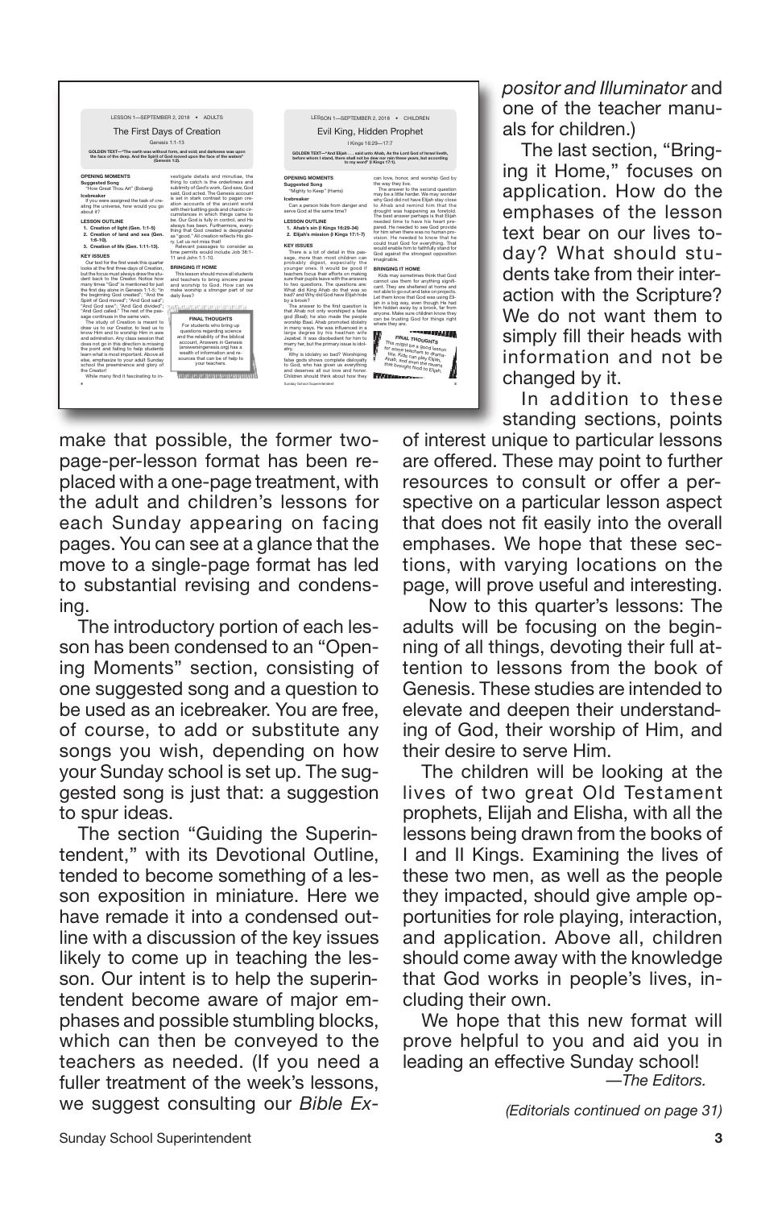make that possible, the former two-page-per-lesson format has been replaced with a one-page treatment, with the adult and children's lessons for each Sunday appearing on facing pages. You can see at a glance that the move to a single-page format has led to substantial revising and condensing.

The introductory portion of each lesson has been condensed to an "Opening Moments" section, consisting of one suggested song and a question to be used as an icebreaker. You are free, of course, to add or substitute any songs you wish, depending on how your Sunday school is set up. The suggested song is just that: a suggestion to spur ideas.

The section "Guiding the Superintendent," with its Devotional Outline, tended to become something of a lesson exposition in miniature. Here we have remade it into a condensed outline with a discussion of the key issues likely to come up in teaching the lesson. Our intent is to help the superintendent become aware of major emphases and possible stumbling blocks, which can then be conveyed to the teachers as needed. (If you need a fuller treatment of the week's lessons, we suggest consulting our *Bible Expositor and Illuminator* and one of the teacher manuals for children.)

The last section, "Bringing it Home," focuses on application. How do the emphases of the lesson text bear on our lives today? What should students take from their interaction with the Scripture? We do not want them to simply fill their heads with information and not be changed by it.

In addition to these standing sections, points of interest unique to particular lessons are offered. These may point to further resources to consult or offer a perspective on a particular lesson aspect that does not fit easily into the overall emphases. We hope that these sections, with varying locations on the page, will prove useful and interesting.

Now to this quarter's lessons: The adults will be focusing on the beginning of all things, devoting their full attention to lessons from the book of Genesis. These studies are intended to elevate and deepen their understanding of God, their worship of Him, and their desire to serve Him.

The children will be looking at the lives of two great Old Testament prophets, Elijah and Elisha, with all the lessons being drawn from the books of I and II Kings. Examining the lives of these two men, as well as the people they impacted, should give ample opportunities for role playing, interaction, and application. Above all, children should come away with the knowledge that God works in people's lives, including their own.

We hope that this new format will prove helpful to you and aid you in leading an effective Sunday school!

*—The Editors.*

*(Editorials continued on page 31)*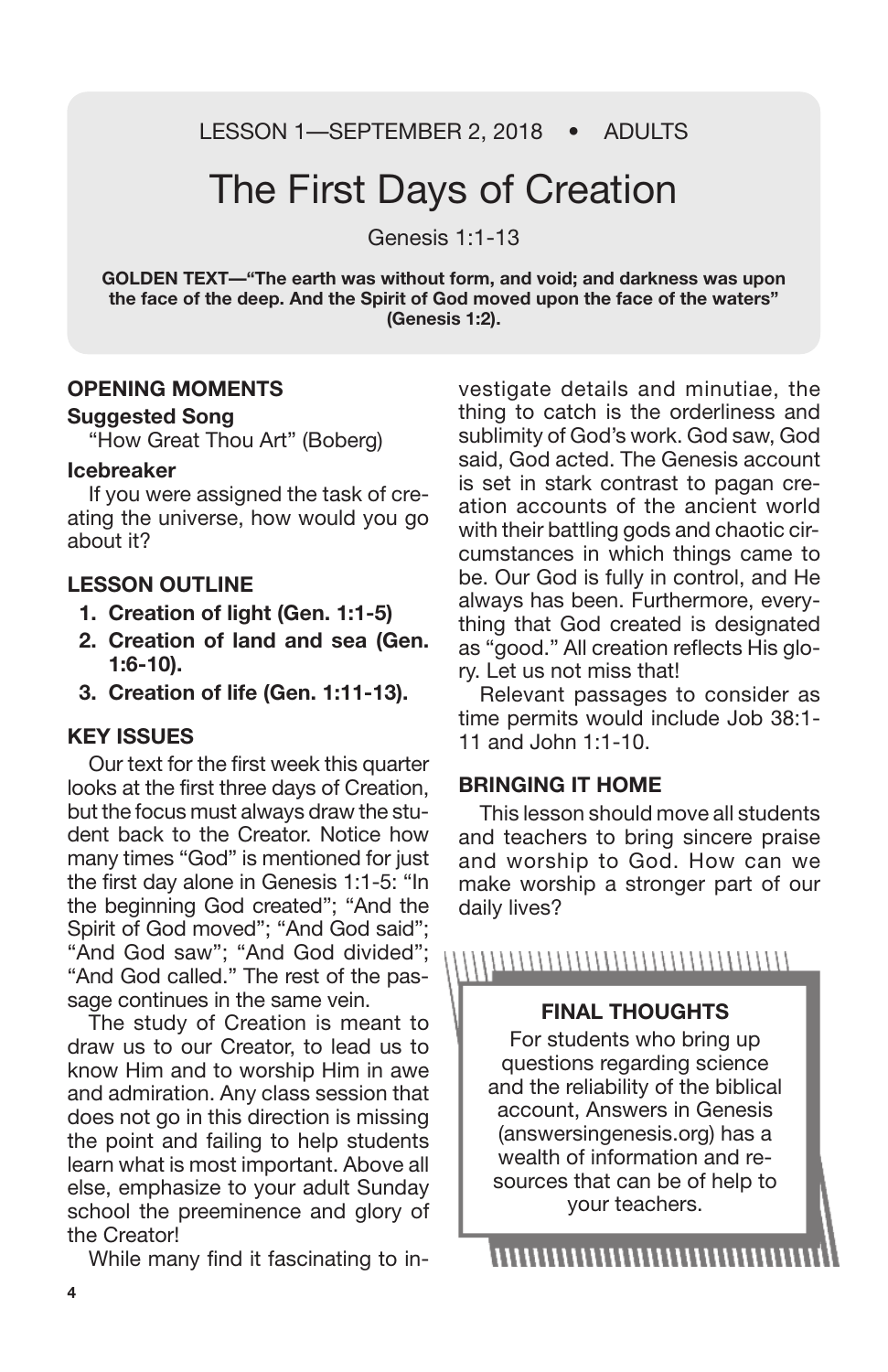LESSON 1—SEPTEMBER 2, 2018 • ADULTS

# The First Days of Creation

Genesis 1:1-13

**GOLDEN TEXT—"The earth was without form, and void; and darkness was upon the face of the deep. And the Spirit of God moved upon the face of the waters" (Genesis 1:2).**

## OPENING MOMENTS

### Suggested Song

"How Great Thou Art" (Boberg)

### Icebreaker

If you were assigned the task of creating the universe, how would you go about it?

## LESSON OUTLINE

1. **Creation of light (Gen. 1:1-5)**
2. **Creation of land and sea (Gen. 1:6-10).**
3. **Creation of life (Gen. 1:11-13).**

## KEY ISSUES

Our text for the first week this quarter looks at the first three days of Creation, but the focus must always draw the student back to the Creator. Notice how many times "God" is mentioned for just the first day alone in Genesis 1:1-5: "In the beginning God created"; "And the Spirit of God moved"; "And God said"; "And God saw"; "And God divided"; "And God called." The rest of the passage continues in the same vein.

The study of Creation is meant to draw us to our Creator, to lead us to know Him and to worship Him in awe and admiration. Any class session that does not go in this direction is missing the point and failing to help students learn what is most important. Above all else, emphasize to your adult Sunday school the preeminence and glory of the Creator!

While many find it fascinating to investigate details and minutiae, the thing to catch is the orderliness and sublimity of God's work. God saw, God said, God acted. The Genesis account is set in stark contrast to pagan creation accounts of the ancient world with their battling gods and chaotic circumstances in which things came to be. Our God is fully in control, and He always has been. Furthermore, everything that God created is designated as "good." All creation reflects His glory. Let us not miss that!

Relevant passages to consider as time permits would include Job 38:1-11 and John 1:1-10.

## BRINGING IT HOME

This lesson should move all students and teachers to bring sincere praise and worship to God. How can we make worship a stronger part of our daily lives?

### FINAL THOUGHTS

For students who bring up questions regarding science and the reliability of the biblical account, Answers in Genesis (answersingenesis.org) has a wealth of information and resources that can be of help to your teachers.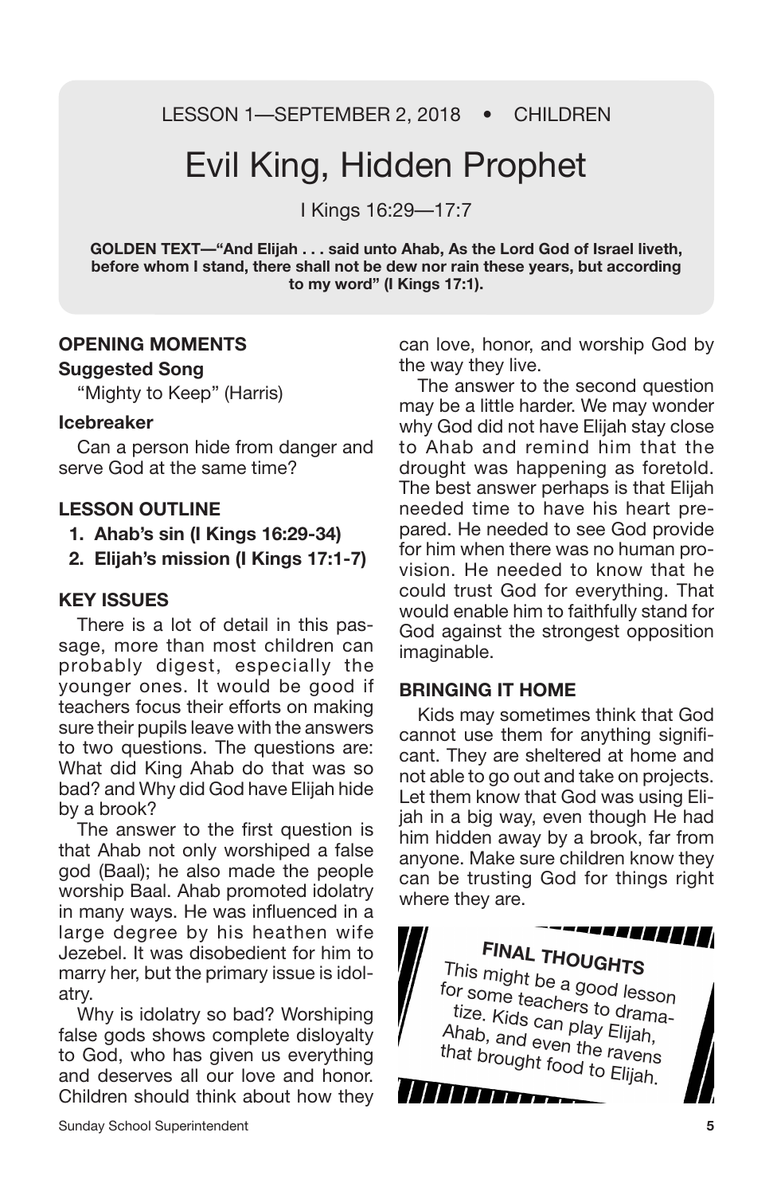LESSON 1—SEPTEMBER 2, 2018 • CHILDREN

# Evil King, Hidden Prophet

I Kings 16:29—17:7

**GOLDEN TEXT—"And Elijah . . . said unto Ahab, As the Lord God of Israel liveth, before whom I stand, there shall not be dew nor rain these years, but according to my word" (I Kings 17:1).**

## OPENING MOMENTS

### Suggested Song

"Mighty to Keep" (Harris)

### Icebreaker

Can a person hide from danger and serve God at the same time?

## LESSON OUTLINE

1. **Ahab's sin (I Kings 16:29-34)**
2. **Elijah's mission (I Kings 17:1-7)**

## KEY ISSUES

There is a lot of detail in this passage, more than most children can probably digest, especially the younger ones. It would be good if teachers focus their efforts on making sure their pupils leave with the answers to two questions. The questions are: What did King Ahab do that was so bad? and Why did God have Elijah hide by a brook?

The answer to the first question is that Ahab not only worshiped a false god (Baal); he also made the people worship Baal. Ahab promoted idolatry in many ways. He was influenced in a large degree by his heathen wife Jezebel. It was disobedient for him to marry her, but the primary issue is idolatry.

Why is idolatry so bad? Worshiping false gods shows complete disloyalty to God, who has given us everything and deserves all our love and honor. Children should think about how they can love, honor, and worship God by the way they live.

The answer to the second question may be a little harder. We may wonder why God did not have Elijah stay close to Ahab and remind him that the drought was happening as foretold. The best answer perhaps is that Elijah needed time to have his heart prepared. He needed to see God provide for him when there was no human provision. He needed to know that he could trust God for everything. That would enable him to faithfully stand for God against the strongest opposition imaginable.

## BRINGING IT HOME

Kids may sometimes think that God cannot use them for anything significant. They are sheltered at home and not able to go out and take on projects. Let them know that God was using Elijah in a big way, even though He had him hidden away by a brook, far from anyone. Make sure children know they can be trusting God for things right where they are.

**FINAL THOUGHTS**

This might be a good lesson for some teachers to dramatize. Kids can play Elijah, Ahab, and even the ravens that brought food to Elijah.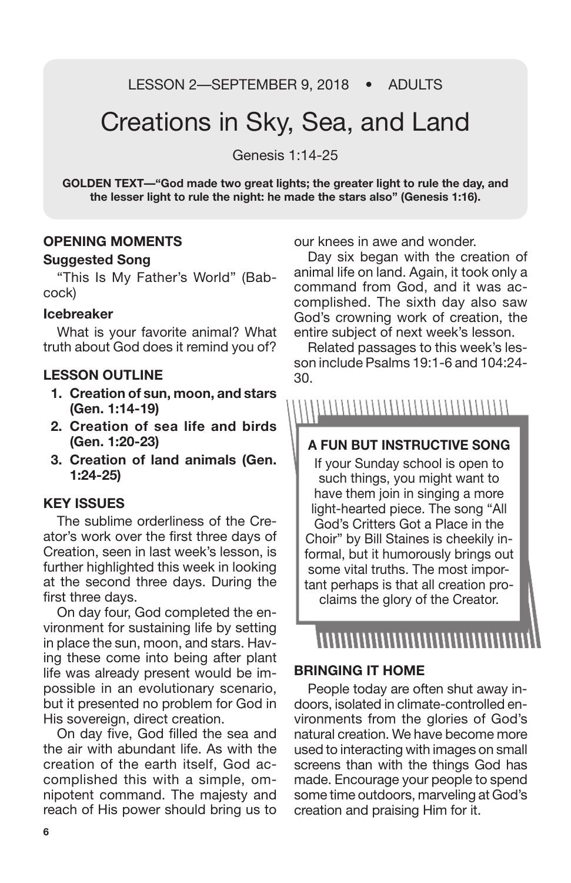LESSON 2—SEPTEMBER 9, 2018 • ADULTS

# Creations in Sky, Sea, and Land

Genesis 1:14-25

**GOLDEN TEXT—"God made two great lights; the greater light to rule the day, and the lesser light to rule the night: he made the stars also" (Genesis 1:16).**

## OPENING MOMENTS

### Suggested Song

"This Is My Father's World" (Babcock)

### Icebreaker

What is your favorite animal? What truth about God does it remind you of?

## LESSON OUTLINE

1. **Creation of sun, moon, and stars (Gen. 1:14-19)**
2. **Creation of sea life and birds (Gen. 1:20-23)**
3. **Creation of land animals (Gen. 1:24-25)**

## KEY ISSUES

The sublime orderliness of the Creator's work over the first three days of Creation, seen in last week's lesson, is further highlighted this week in looking at the second three days. During the first three days.

On day four, God completed the environment for sustaining life by setting in place the sun, moon, and stars. Having these come into being after plant life was already present would be impossible in an evolutionary scenario, but it presented no problem for God in His sovereign, direct creation.

On day five, God filled the sea and the air with abundant life. As with the creation of the earth itself, God accomplished this with a simple, omnipotent command. The majesty and reach of His power should bring us to our knees in awe and wonder.

Day six began with the creation of animal life on land. Again, it took only a command from God, and it was accomplished. The sixth day also saw God's crowning work of creation, the entire subject of next week's lesson.

Related passages to this week's lesson include Psalms 19:1-6 and 104:24-30.

**A FUN BUT INSTRUCTIVE SONG**

If your Sunday school is open to such things, you might want to have them join in singing a more light-hearted piece. The song "All God's Critters Got a Place in the Choir" by Bill Staines is cheekily informal, but it humorously brings out some vital truths. The most important perhaps is that all creation proclaims the glory of the Creator.

## BRINGING IT HOME

People today are often shut away indoors, isolated in climate-controlled environments from the glories of God's natural creation. We have become more used to interacting with images on small screens than with the things God has made. Encourage your people to spend some time outdoors, marveling at God's creation and praising Him for it.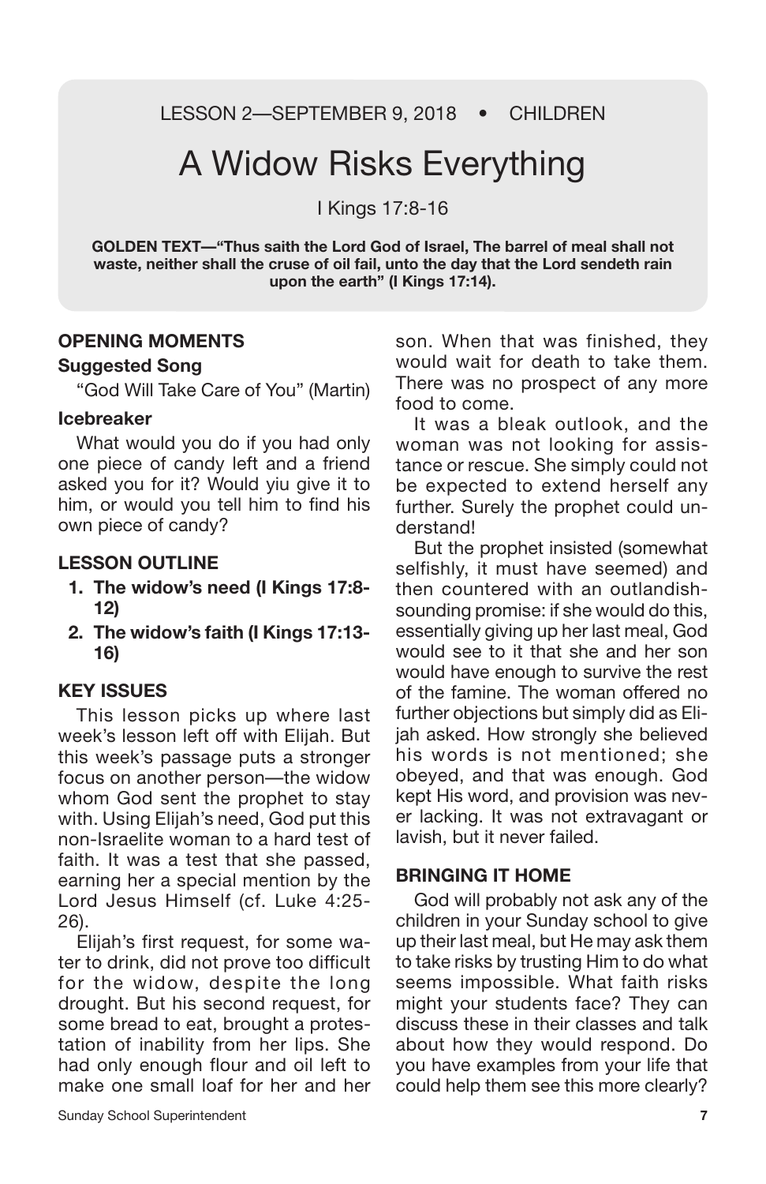LESSON 2—SEPTEMBER 9, 2018 • CHILDREN

# A Widow Risks Everything

I Kings 17:8-16

**GOLDEN TEXT—"Thus saith the Lord God of Israel, The barrel of meal shall not waste, neither shall the cruse of oil fail, unto the day that the Lord sendeth rain upon the earth" (I Kings 17:14).**

## OPENING MOMENTS

### Suggested Song

"God Will Take Care of You" (Martin)

### Icebreaker

What would you do if you had only one piece of candy left and a friend asked you for it? Would yiu give it to him, or would you tell him to find his own piece of candy?

## LESSON OUTLINE

1. **The widow's need (I Kings 17:8-12)**
2. **The widow's faith (I Kings 17:13-16)**

## KEY ISSUES

This lesson picks up where last week's lesson left off with Elijah. But this week's passage puts a stronger focus on another person—the widow whom God sent the prophet to stay with. Using Elijah's need, God put this non-Israelite woman to a hard test of faith. It was a test that she passed, earning her a special mention by the Lord Jesus Himself (cf. Luke 4:25-26).

Elijah's first request, for some water to drink, did not prove too difficult for the widow, despite the long drought. But his second request, for some bread to eat, brought a protestation of inability from her lips. She had only enough flour and oil left to make one small loaf for her and her son. When that was finished, they would wait for death to take them. There was no prospect of any more food to come.

It was a bleak outlook, and the woman was not looking for assistance or rescue. She simply could not be expected to extend herself any further. Surely the prophet could understand!

But the prophet insisted (somewhat selfishly, it must have seemed) and then countered with an outlandish-sounding promise: if she would do this, essentially giving up her last meal, God would see to it that she and her son would have enough to survive the rest of the famine. The woman offered no further objections but simply did as Elijah asked. How strongly she believed his words is not mentioned; she obeyed, and that was enough. God kept His word, and provision was never lacking. It was not extravagant or lavish, but it never failed.

## BRINGING IT HOME

God will probably not ask any of the children in your Sunday school to give up their last meal, but He may ask them to take risks by trusting Him to do what seems impossible. What faith risks might your students face? They can discuss these in their classes and talk about how they would respond. Do you have examples from your life that could help them see this more clearly?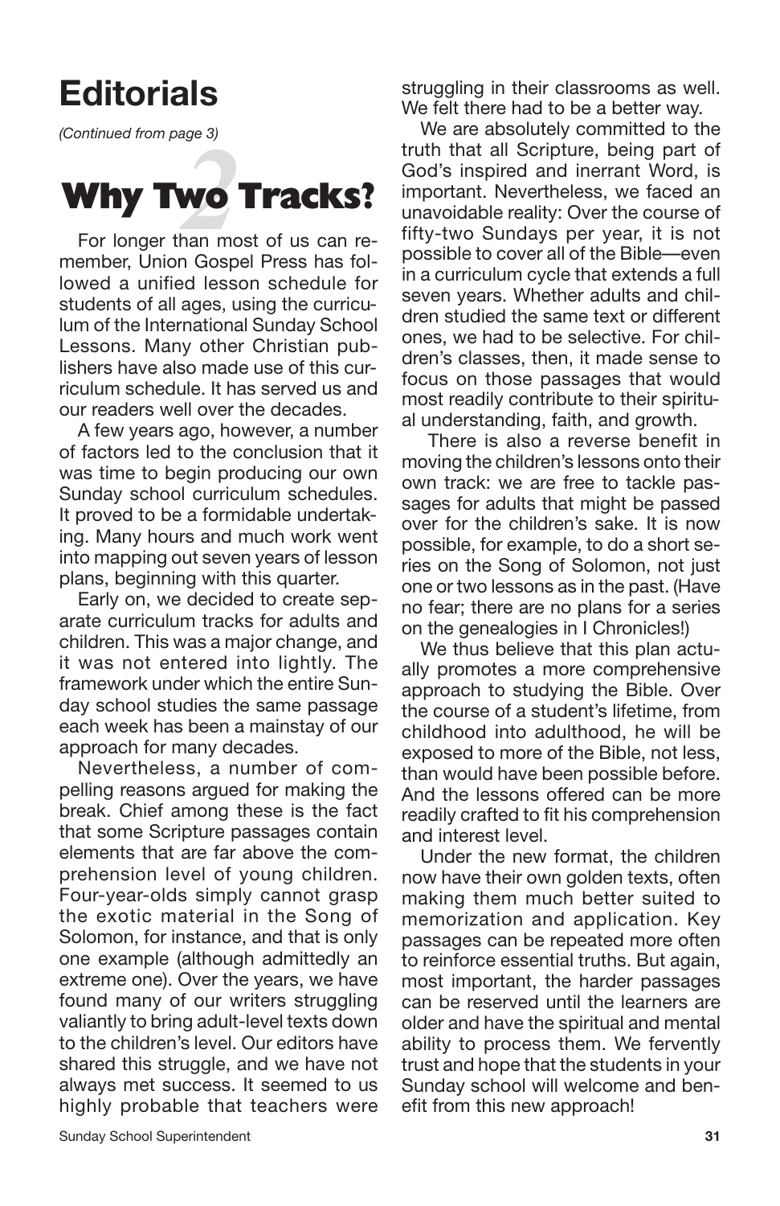# Editorials

*(Continued from page 3)*

## Why Two Tracks?

For longer than most of us can remember, Union Gospel Press has followed a unified lesson schedule for students of all ages, using the curriculum of the International Sunday School Lessons. Many other Christian publishers have also made use of this curriculum schedule. It has served us and our readers well over the decades.

A few years ago, however, a number of factors led to the conclusion that it was time to begin producing our own Sunday school curriculum schedules. It proved to be a formidable undertaking. Many hours and much work went into mapping out seven years of lesson plans, beginning with this quarter.

Early on, we decided to create separate curriculum tracks for adults and children. This was a major change, and it was not entered into lightly. The framework under which the entire Sunday school studies the same passage each week has been a mainstay of our approach for many decades.

Nevertheless, a number of compelling reasons argued for making the break. Chief among these is the fact that some Scripture passages contain elements that are far above the comprehension level of young children. Four-year-olds simply cannot grasp the exotic material in the Song of Solomon, for instance, and that is only one example (although admittedly an extreme one). Over the years, we have found many of our writers struggling valiantly to bring adult-level texts down to the children's level. Our editors have shared this struggle, and we have not always met success. It seemed to us highly probable that teachers were struggling in their classrooms as well. We felt there had to be a better way.

We are absolutely committed to the truth that all Scripture, being part of God's inspired and inerrant Word, is important. Nevertheless, we faced an unavoidable reality: Over the course of fifty-two Sundays per year, it is not possible to cover all of the Bible—even in a curriculum cycle that extends a full seven years. Whether adults and children studied the same text or different ones, we had to be selective. For children's classes, then, it made sense to focus on those passages that would most readily contribute to their spiritual understanding, faith, and growth.

There is also a reverse benefit in moving the children's lessons onto their own track: we are free to tackle passages for adults that might be passed over for the children's sake. It is now possible, for example, to do a short series on the Song of Solomon, not just one or two lessons as in the past. (Have no fear; there are no plans for a series on the genealogies in I Chronicles!)

We thus believe that this plan actually promotes a more comprehensive approach to studying the Bible. Over the course of a student's lifetime, from childhood into adulthood, he will be exposed to more of the Bible, not less, than would have been possible before. And the lessons offered can be more readily crafted to fit his comprehension and interest level.

Under the new format, the children now have their own golden texts, often making them much better suited to memorization and application. Key passages can be repeated more often to reinforce essential truths. But again, most important, the harder passages can be reserved until the learners are older and have the spiritual and mental ability to process them. We fervently trust and hope that the students in your Sunday school will welcome and benefit from this new approach!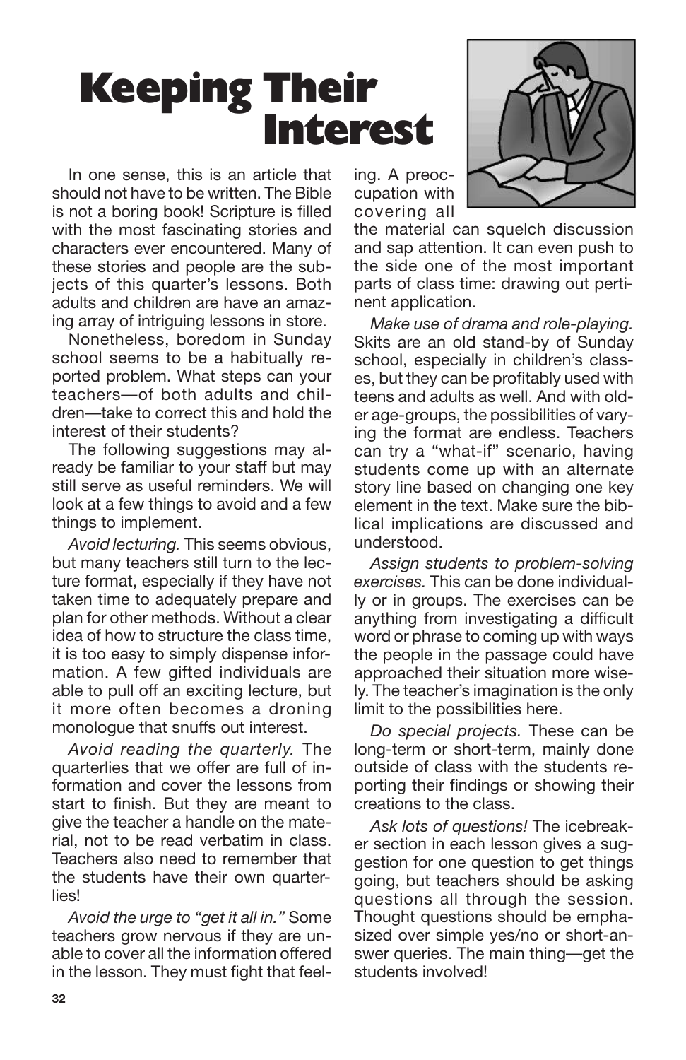# Keeping Their Interest

In one sense, this is an article that should not have to be written. The Bible is not a boring book! Scripture is filled with the most fascinating stories and characters ever encountered. Many of these stories and people are the subjects of this quarter's lessons. Both adults and children are have an amazing array of intriguing lessons in store.

Nonetheless, boredom in Sunday school seems to be a habitually reported problem. What steps can your teachers—of both adults and children—take to correct this and hold the interest of their students?

The following suggestions may already be familiar to your staff but may still serve as useful reminders. We will look at a few things to avoid and a few things to implement.

*Avoid lecturing.* This seems obvious, but many teachers still turn to the lecture format, especially if they have not taken time to adequately prepare and plan for other methods. Without a clear idea of how to structure the class time, it is too easy to simply dispense information. A few gifted individuals are able to pull off an exciting lecture, but it more often becomes a droning monologue that snuffs out interest.

*Avoid reading the quarterly.* The quarterlies that we offer are full of information and cover the lessons from start to finish. But they are meant to give the teacher a handle on the material, not to be read verbatim in class. Teachers also need to remember that the students have their own quarterlies!

*Avoid the urge to "get it all in."* Some teachers grow nervous if they are unable to cover all the information offered in the lesson. They must fight that feeling. A preoccupation with covering all the material can squelch discussion and sap attention. It can even push to the side one of the most important parts of class time: drawing out pertinent application.

*Make use of drama and role-playing.* Skits are an old stand-by of Sunday school, especially in children's classes, but they can be profitably used with teens and adults as well. And with older age-groups, the possibilities of varying the format are endless. Teachers can try a "what-if" scenario, having students come up with an alternate story line based on changing one key element in the text. Make sure the biblical implications are discussed and understood.

*Assign students to problem-solving exercises.* This can be done individually or in groups. The exercises can be anything from investigating a difficult word or phrase to coming up with ways the people in the passage could have approached their situation more wisely. The teacher's imagination is the only limit to the possibilities here.

*Do special projects.* These can be long-term or short-term, mainly done outside of class with the students reporting their findings or showing their creations to the class.

*Ask lots of questions!* The icebreaker section in each lesson gives a suggestion for one question to get things going, but teachers should be asking questions all through the session. Thought questions should be emphasized over simple yes/no or short-answer queries. The main thing—get the students involved!